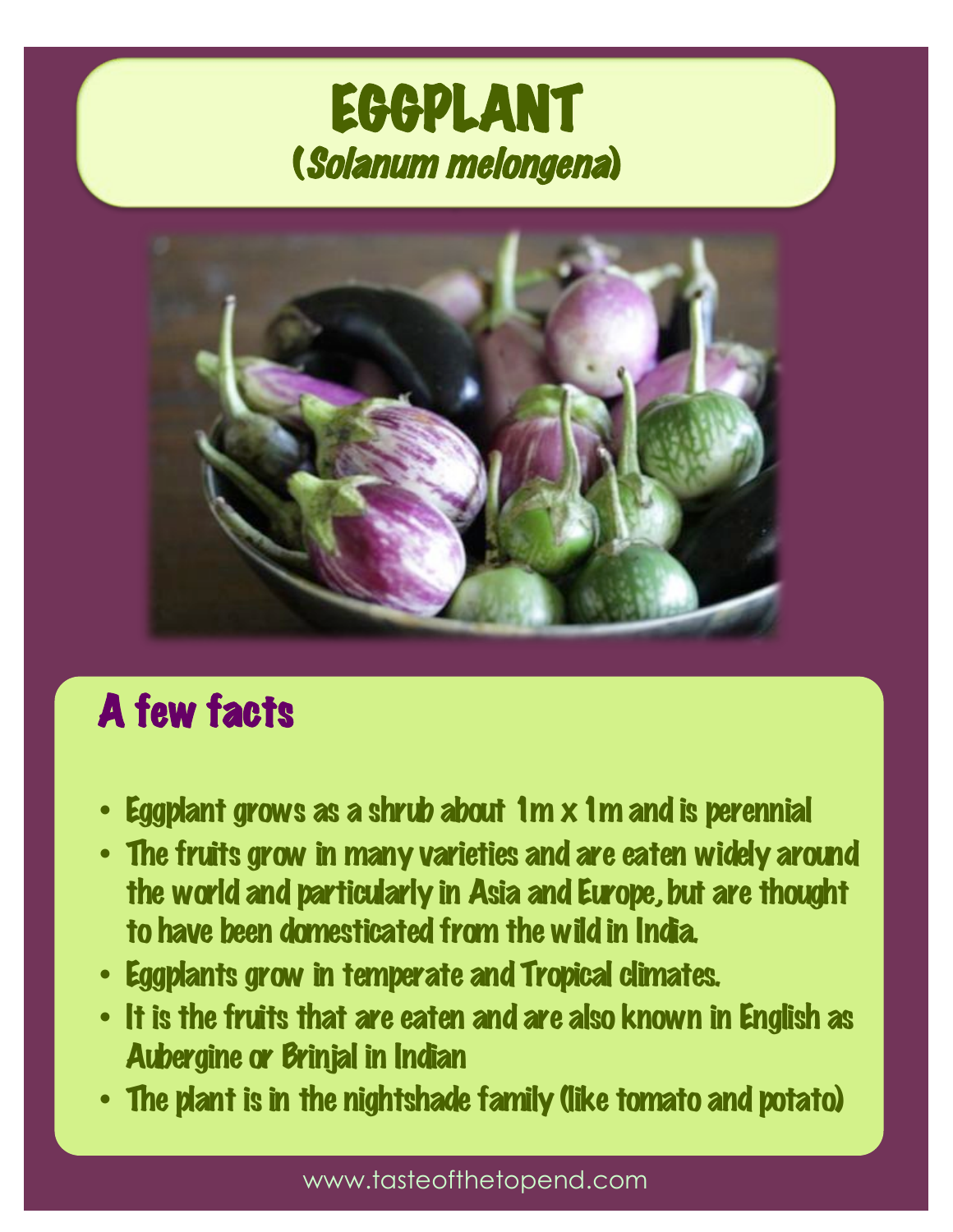# EGGPLANT
## (*Solanum melongena*)

## A few facts

- Eggplant grows as a shrub about 1m x 1m and is perennial
- The fruits grow in many varieties and are eaten widely around the world and particularly in Asia and Europe, but are thought to have been domesticated from the wild in India.
- Eggplants grow in temperate and Tropical climates.
- It is the fruits that are eaten and are also known in English as Aubergine or Brinjal in Indian
- The plant is in the nightshade family (like tomato and potato)

www.tasteofthetopend.com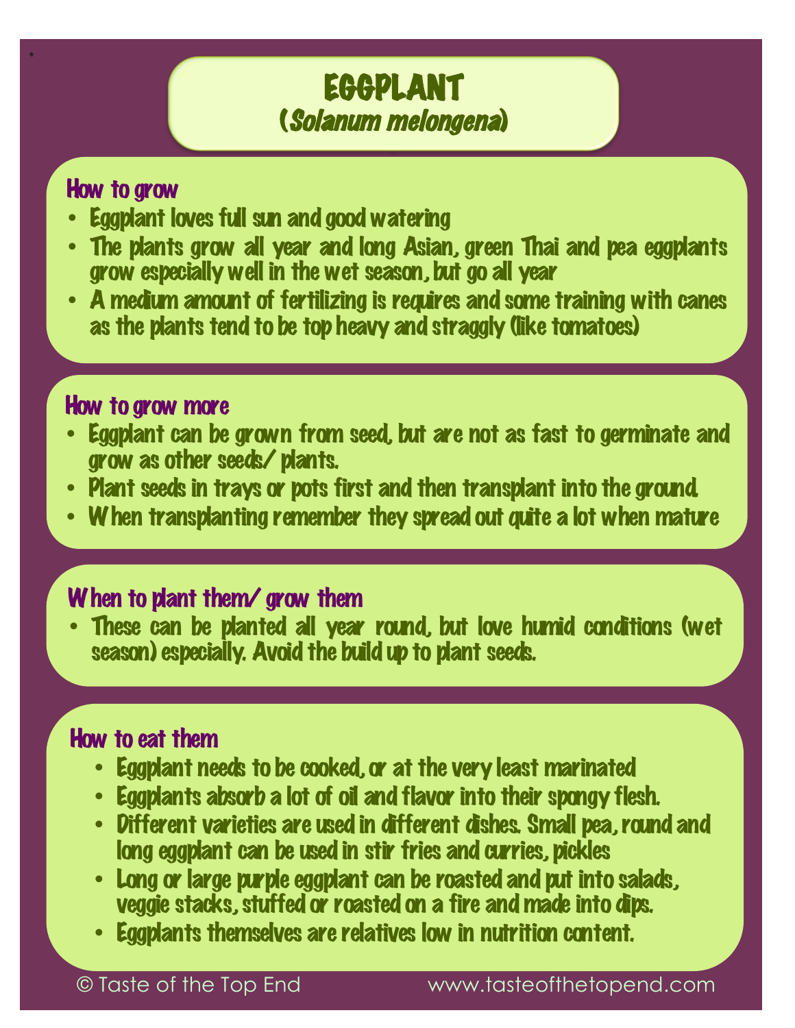# EGGPLANT
## (*Solanum melongena*)

### How to grow

- Eggplant loves full sun and good watering
- The plants grow all year and long Asian, green Thai and pea eggplants grow especially well in the wet season, but go all year
- A medium amount of fertilizing is requires and some training with canes as the plants tend to be top heavy and straggly (like tomatoes)

### How to grow more

- Eggplant can be grown from seed, but are not as fast to germinate and grow as other seeds/ plants.
- Plant seeds in trays or pots first and then transplant into the ground.
- When transplanting remember they spread out quite a lot when mature

### When to plant them/ grow them

- These can be planted all year round, but love humid conditions (wet season) especially. Avoid the build up to plant seeds.

### How to eat them

- Eggplant needs to be cooked, or at the very least marinated
- Eggplants absorb a lot of oil and flavor into their spongy flesh.
- Different varieties are used in different dishes. Small pea, round and long eggplant can be used in stir fries and curries, pickles
- Long or large purple eggplant can be roasted and put into salads, veggie stacks, stuffed or roasted on a fire and made into dips.
- Eggplants themselves are relatives low in nutrition content.

© Taste of the Top End www.tasteofthetopend.com